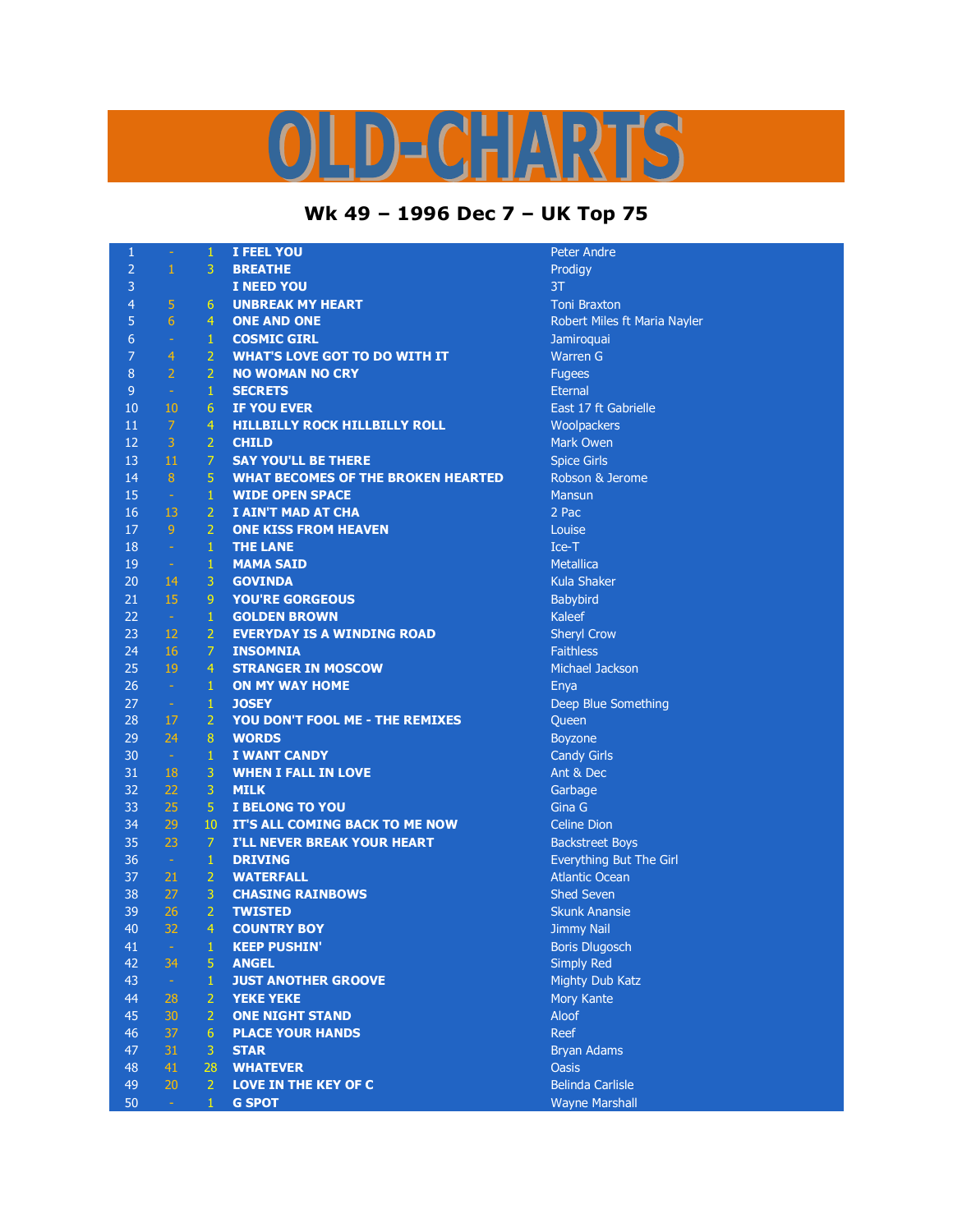# OLD-CHARTS

## Wk 49 – 1996 Dec 7 – UK Top 75

| | | | | |
|---|---|---|---|---|
| 1 | - | 1 | I FEEL YOU | Peter Andre |
| 2 | 1 | 3 | BREATHE | Prodigy |
| 3 | | | I NEED YOU | 3T |
| 4 | 5 | 6 | UNBREAK MY HEART | Toni Braxton |
| 5 | 6 | 4 | ONE AND ONE | Robert Miles ft Maria Nayler |
| 6 | - | 1 | COSMIC GIRL | Jamiroquai |
| 7 | 4 | 2 | WHAT'S LOVE GOT TO DO WITH IT | Warren G |
| 8 | 2 | 2 | NO WOMAN NO CRY | Fugees |
| 9 | - | 1 | SECRETS | Eternal |
| 10 | 10 | 6 | IF YOU EVER | East 17 ft Gabrielle |
| 11 | 7 | 4 | HILLBILLY ROCK HILLBILLY ROLL | Woolpackers |
| 12 | 3 | 2 | CHILD | Mark Owen |
| 13 | 11 | 7 | SAY YOU'LL BE THERE | Spice Girls |
| 14 | 8 | 5 | WHAT BECOMES OF THE BROKEN HEARTED | Robson & Jerome |
| 15 | - | 1 | WIDE OPEN SPACE | Mansun |
| 16 | 13 | 2 | I AIN'T MAD AT CHA | 2 Pac |
| 17 | 9 | 2 | ONE KISS FROM HEAVEN | Louise |
| 18 | - | 1 | THE LANE | Ice-T |
| 19 | - | 1 | MAMA SAID | Metallica |
| 20 | 14 | 3 | GOVINDA | Kula Shaker |
| 21 | 15 | 9 | YOU'RE GORGEOUS | Babybird |
| 22 | - | 1 | GOLDEN BROWN | Kaleef |
| 23 | 12 | 2 | EVERYDAY IS A WINDING ROAD | Sheryl Crow |
| 24 | 16 | 7 | INSOMNIA | Faithless |
| 25 | 19 | 4 | STRANGER IN MOSCOW | Michael Jackson |
| 26 | - | 1 | ON MY WAY HOME | Enya |
| 27 | - | 1 | JOSEY | Deep Blue Something |
| 28 | 17 | 2 | YOU DON'T FOOL ME - THE REMIXES | Queen |
| 29 | 24 | 8 | WORDS | Boyzone |
| 30 | - | 1 | I WANT CANDY | Candy Girls |
| 31 | 18 | 3 | WHEN I FALL IN LOVE | Ant & Dec |
| 32 | 22 | 3 | MILK | Garbage |
| 33 | 25 | 5 | I BELONG TO YOU | Gina G |
| 34 | 29 | 10 | IT'S ALL COMING BACK TO ME NOW | Celine Dion |
| 35 | 23 | 7 | I'LL NEVER BREAK YOUR HEART | Backstreet Boys |
| 36 | - | 1 | DRIVING | Everything But The Girl |
| 37 | 21 | 2 | WATERFALL | Atlantic Ocean |
| 38 | 27 | 3 | CHASING RAINBOWS | Shed Seven |
| 39 | 26 | 2 | TWISTED | Skunk Anansie |
| 40 | 32 | 4 | COUNTRY BOY | Jimmy Nail |
| 41 | - | 1 | KEEP PUSHIN' | Boris Dlugosch |
| 42 | 34 | 5 | ANGEL | Simply Red |
| 43 | - | 1 | JUST ANOTHER GROOVE | Mighty Dub Katz |
| 44 | 28 | 2 | YEKE YEKE | Mory Kante |
| 45 | 30 | 2 | ONE NIGHT STAND | Aloof |
| 46 | 37 | 6 | PLACE YOUR HANDS | Reef |
| 47 | 31 | 3 | STAR | Bryan Adams |
| 48 | 41 | 28 | WHATEVER | Oasis |
| 49 | 20 | 2 | LOVE IN THE KEY OF C | Belinda Carlisle |
| 50 | - | 1 | G SPOT | Wayne Marshall |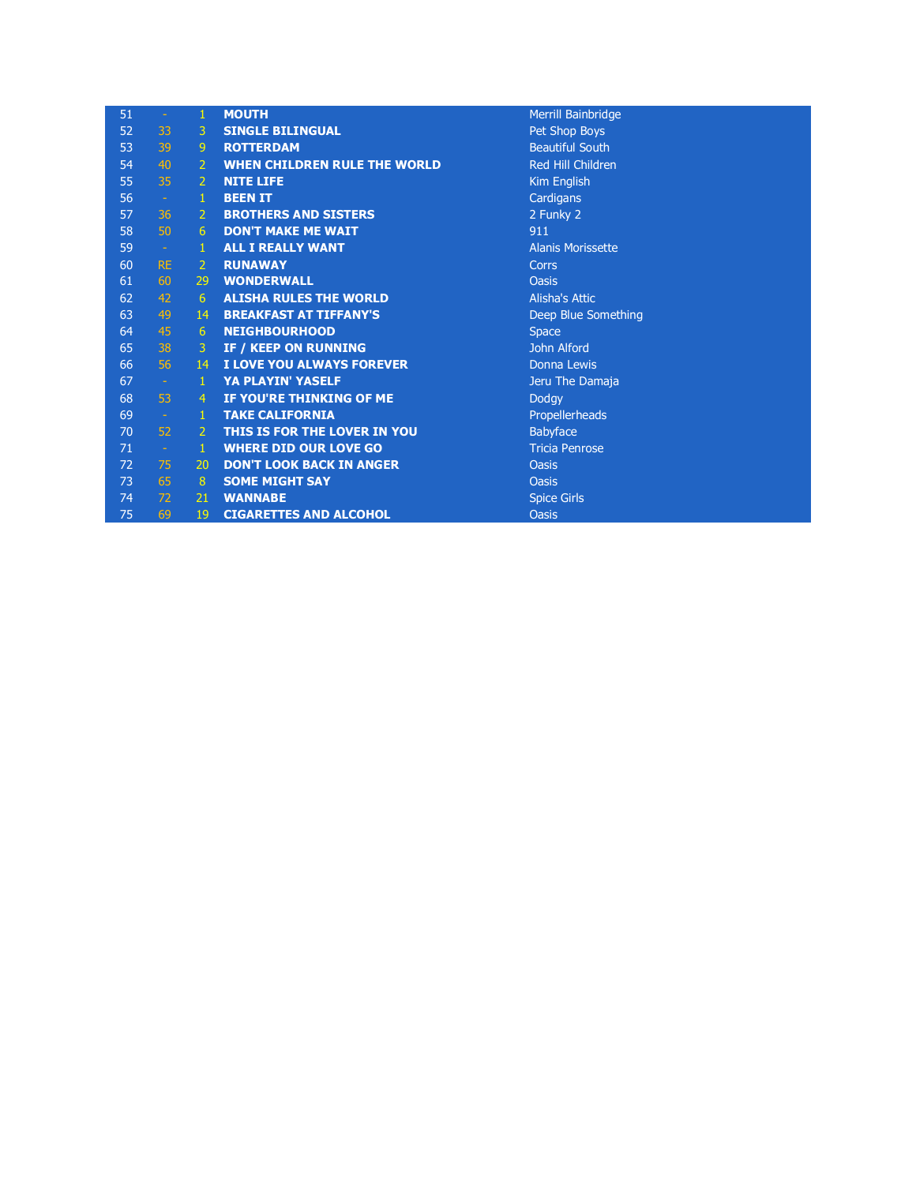| | | | | |
|---|---|---|---|---|
| 51 | - | 1 | **MOUTH** | Merrill Bainbridge |
| 52 | 33 | 3 | **SINGLE BILINGUAL** | Pet Shop Boys |
| 53 | 39 | 9 | **ROTTERDAM** | Beautiful South |
| 54 | 40 | 2 | **WHEN CHILDREN RULE THE WORLD** | Red Hill Children |
| 55 | 35 | 2 | **NITE LIFE** | Kim English |
| 56 | - | 1 | **BEEN IT** | Cardigans |
| 57 | 36 | 2 | **BROTHERS AND SISTERS** | 2 Funky 2 |
| 58 | 50 | 6 | **DON'T MAKE ME WAIT** | 911 |
| 59 | - | 1 | **ALL I REALLY WANT** | Alanis Morissette |
| 60 | RE | 2 | **RUNAWAY** | Corrs |
| 61 | 60 | 29 | **WONDERWALL** | Oasis |
| 62 | 42 | 6 | **ALISHA RULES THE WORLD** | Alisha's Attic |
| 63 | 49 | 14 | **BREAKFAST AT TIFFANY'S** | Deep Blue Something |
| 64 | 45 | 6 | **NEIGHBOURHOOD** | Space |
| 65 | 38 | 3 | **IF / KEEP ON RUNNING** | John Alford |
| 66 | 56 | 14 | **I LOVE YOU ALWAYS FOREVER** | Donna Lewis |
| 67 | - | 1 | **YA PLAYIN' YASELF** | Jeru The Damaja |
| 68 | 53 | 4 | **IF YOU'RE THINKING OF ME** | Dodgy |
| 69 | - | 1 | **TAKE CALIFORNIA** | Propellerheads |
| 70 | 52 | 2 | **THIS IS FOR THE LOVER IN YOU** | Babyface |
| 71 | - | 1 | **WHERE DID OUR LOVE GO** | Tricia Penrose |
| 72 | 75 | 20 | **DON'T LOOK BACK IN ANGER** | Oasis |
| 73 | 65 | 8 | **SOME MIGHT SAY** | Oasis |
| 74 | 72 | 21 | **WANNABE** | Spice Girls |
| 75 | 69 | 19 | **CIGARETTES AND ALCOHOL** | Oasis |